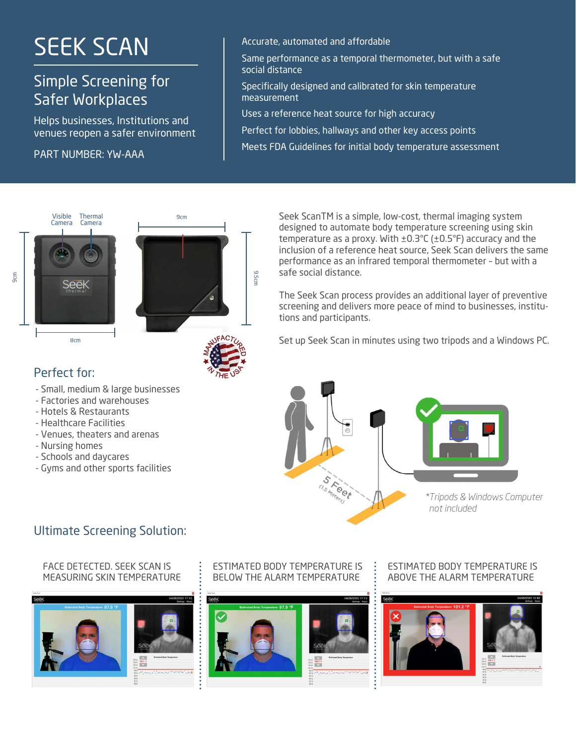# SEEK SCAN

## Simple Screening for Safer Workplaces

Helps businesses, Institutions and venues reopen a safer environment

PART NUMBER: YW-AAA

- Accurate, automated and affordable
- Same performance as a temporal thermometer, but with a safe social distance
- Specifically designed and calibrated for skin temperature measurement
- Uses a reference heat source for high accuracy
- Perfect for lobbies, hallways and other key access points
- Meets FDA Guidelines for initial body temperature assessment

Seek ScanTM is a simple, low-cost, thermal imaging system designed to automate body temperature screening using skin temperature as a proxy. With ±0.3°C (±0.5°F) accuracy and the inclusion of a reference heat source, Seek Scan delivers the same performance as an infrared temporal thermometer – but with a safe social distance.

The Seek Scan process provides an additional layer of preventive screening and delivers more peace of mind to businesses, institutions and participants.

Set up Seek Scan in minutes using two tripods and a Windows PC.

*Tripods & Windows Computer not included

## Perfect for:

- Small, medium & large businesses
- Factories and warehouses
- Hotels & Restaurants
- Healthcare Facilities
- Venues, theaters and arenas
- Nursing homes
- Schools and daycares
- Gyms and other sports facilities

## Ultimate Screening Solution:

FACE DETECTED. SEEK SCAN IS MEASURING SKIN TEMPERATURE

ESTIMATED BODY TEMPERATURE IS BELOW THE ALARM TEMPERATURE

ESTIMATED BODY TEMPERATURE IS ABOVE THE ALARM TEMPERATURE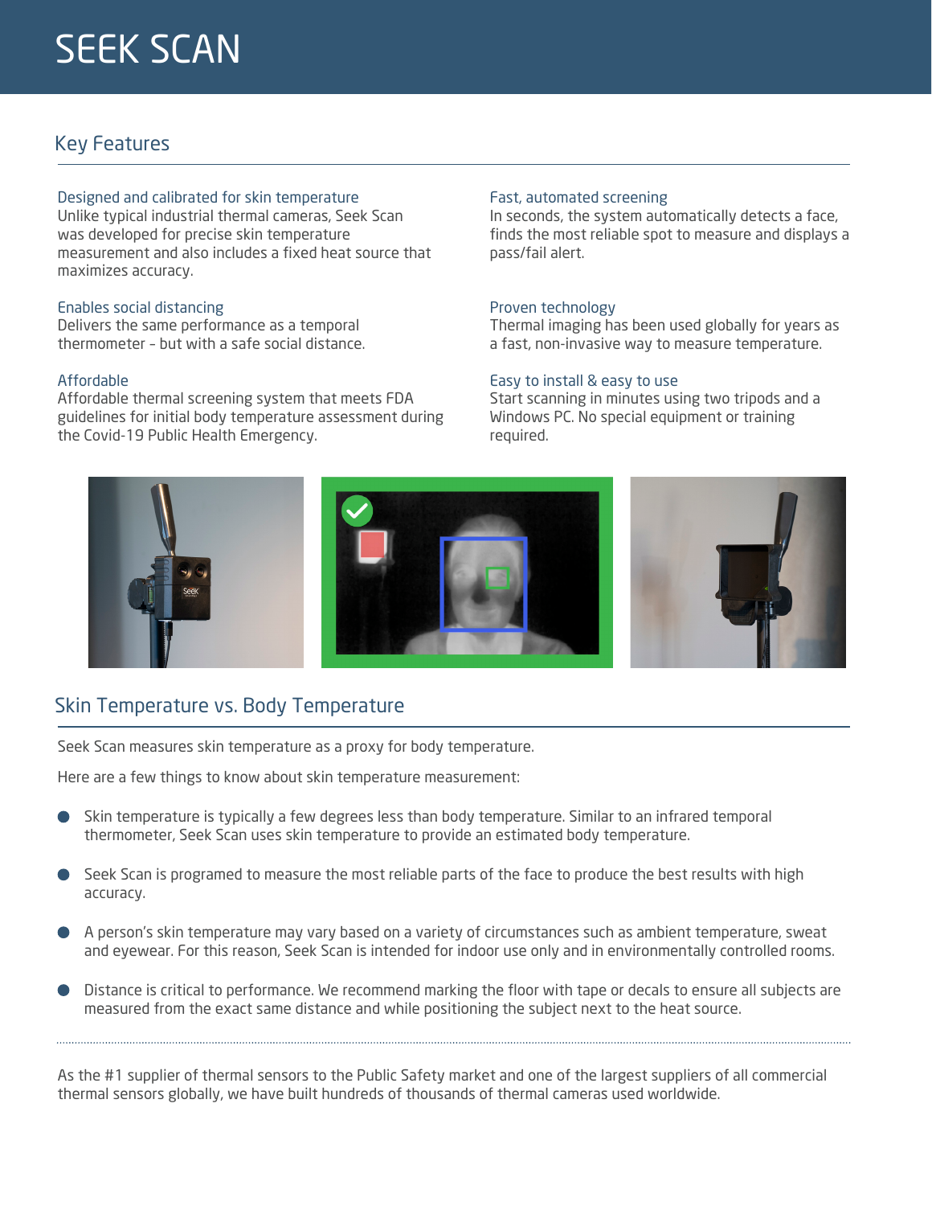# SEEK SCAN

## Key Features

### Designed and calibrated for skin temperature

Unlike typical industrial thermal cameras, Seek Scan was developed for precise skin temperature measurement and also includes a fixed heat source that maximizes accuracy.

### Enables social distancing

Delivers the same performance as a temporal thermometer - but with a safe social distance.

### Affordable

Affordable thermal screening system that meets FDA guidelines for initial body temperature assessment during the Covid-19 Public Health Emergency.

### Fast, automated screening

In seconds, the system automatically detects a face, finds the most reliable spot to measure and displays a pass/fail alert.

### Proven technology

Thermal imaging has been used globally for years as a fast, non-invasive way to measure temperature.

### Easy to install & easy to use

Start scanning in minutes using two tripods and a Windows PC. No special equipment or training required.

## Skin Temperature vs. Body Temperature

Seek Scan measures skin temperature as a proxy for body temperature.

Here are a few things to know about skin temperature measurement:

- Skin temperature is typically a few degrees less than body temperature. Similar to an infrared temporal thermometer, Seek Scan uses skin temperature to provide an estimated body temperature.
- Seek Scan is programed to measure the most reliable parts of the face to produce the best results with high accuracy.
- A person's skin temperature may vary based on a variety of circumstances such as ambient temperature, sweat and eyewear. For this reason, Seek Scan is intended for indoor use only and in environmentally controlled rooms.
- Distance is critical to performance. We recommend marking the floor with tape or decals to ensure all subjects are measured from the exact same distance and while positioning the subject next to the heat source.

---

As the #1 supplier of thermal sensors to the Public Safety market and one of the largest suppliers of all commercial thermal sensors globally, we have built hundreds of thousands of thermal cameras used worldwide.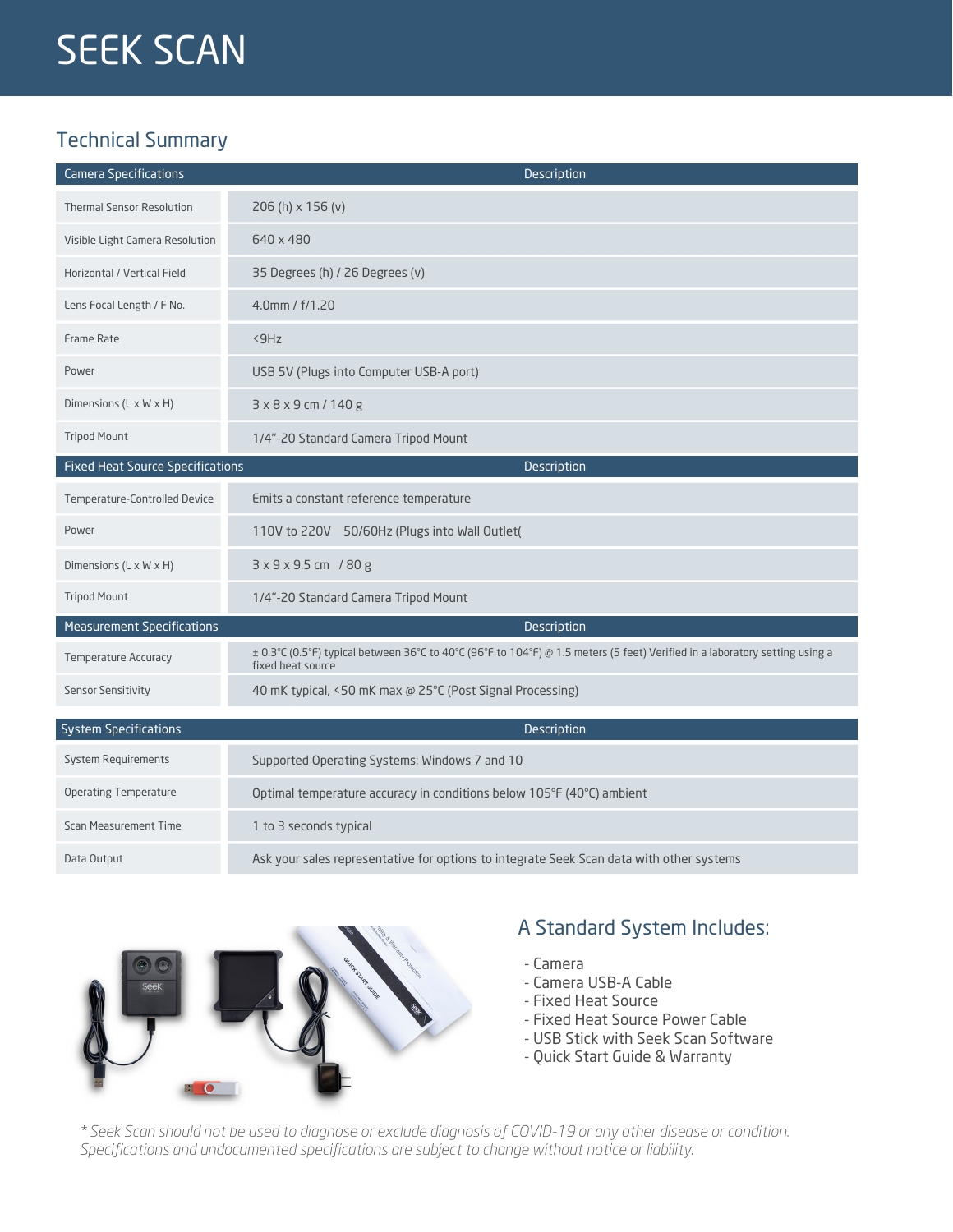# SEEK SCAN

## Technical Summary

| Camera Specifications | Description |
| --- | --- |
| Thermal Sensor Resolution | 206 (h) x 156 (v) |
| Visible Light Camera Resolution | 640 x 480 |
| Horizontal / Vertical Field | 35 Degrees (h) / 26 Degrees (v) |
| Lens Focal Length / F No. | 4.0mm / f/1.20 |
| Frame Rate | <9Hz |
| Power | USB 5V (Plugs into Computer USB-A port) |
| Dimensions (L x W x H) | 3 x 8 x 9 cm / 140 g |
| Tripod Mount | 1/4"-20 Standard Camera Tripod Mount |
| **Fixed Heat Source Specifications** | **Description** |
| Temperature-Controlled Device | Emits a constant reference temperature |
| Power | 110V to 220V 50/60Hz (Plugs into Wall Outlet( |
| Dimensions (L x W x H) | 3 x 9 x 9.5 cm / 80 g |
| Tripod Mount | 1/4"-20 Standard Camera Tripod Mount |
| **Measurement Specifications** | **Description** |
| Temperature Accuracy | ± 0.3°C (0.5°F) typical between 36°C to 40°C (96°F to 104°F) @ 1.5 meters (5 feet) Verified in a laboratory setting using a fixed heat source |
| Sensor Sensitivity | 40 mK typical, <50 mK max @ 25°C (Post Signal Processing) |

| System Specifications | Description |
| --- | --- |
| System Requirements | Supported Operating Systems: Windows 7 and 10 |
| Operating Temperature | Optimal temperature accuracy in conditions below 105°F (40°C) ambient |
| Scan Measurement Time | 1 to 3 seconds typical |
| Data Output | Ask your sales representative for options to integrate Seek Scan data with other systems |

## A Standard System Includes:

- Camera
- Camera USB-A Cable
- Fixed Heat Source
- Fixed Heat Source Power Cable
- USB Stick with Seek Scan Software
- Quick Start Guide & Warranty

*\* Seek Scan should not be used to diagnose or exclude diagnosis of COVID-19 or any other disease or condition. Specifications and undocumented specifications are subject to change without notice or liability.*